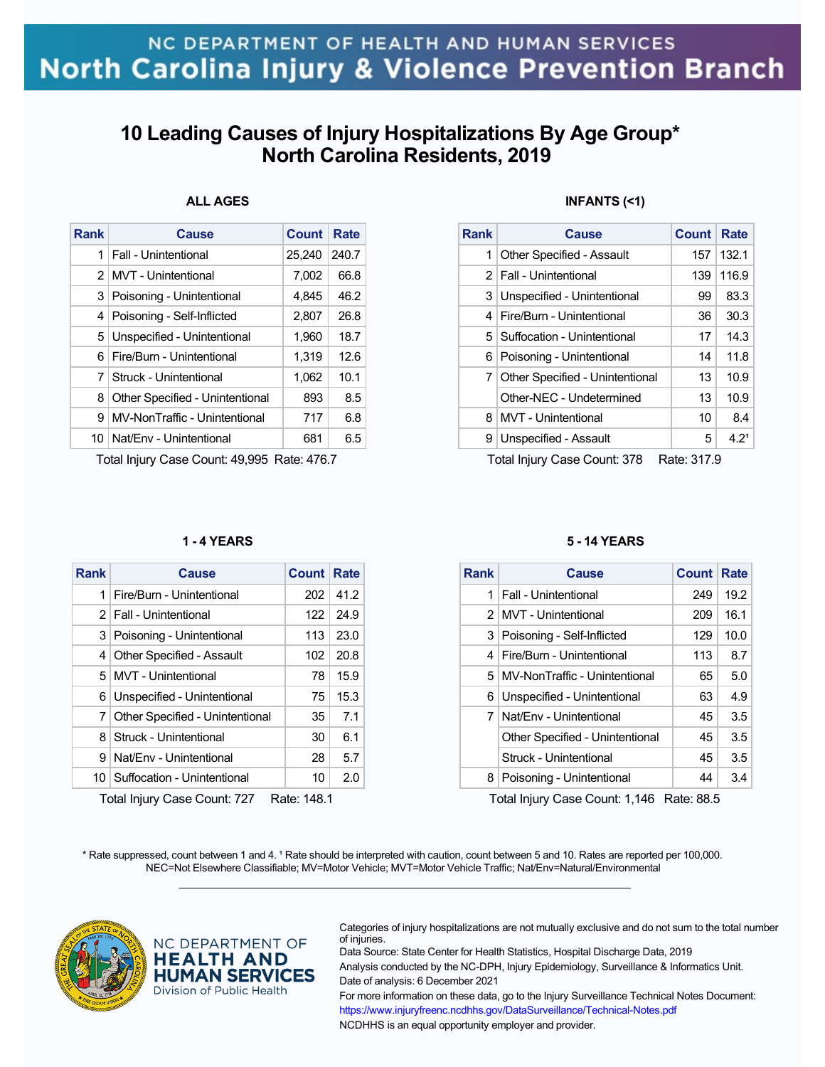# NC DEPARTMENT OF HEALTH AND HUMAN SERVICES
## North Carolina Injury & Violence Prevention Branch

# 10 Leading Causes of Injury Hospitalizations By Age Group*
# North Carolina Residents, 2019

### ALL AGES

| Rank | Cause | Count | Rate |
|---|---|---|---|
| 1 | Fall - Unintentional | 25,240 | 240.7 |
| 2 | MVT - Unintentional | 7,002 | 66.8 |
| 3 | Poisoning - Unintentional | 4,845 | 46.2 |
| 4 | Poisoning - Self-Inflicted | 2,807 | 26.8 |
| 5 | Unspecified - Unintentional | 1,960 | 18.7 |
| 6 | Fire/Burn - Unintentional | 1,319 | 12.6 |
| 7 | Struck - Unintentional | 1,062 | 10.1 |
| 8 | Other Specified - Unintentional | 893 | 8.5 |
| 9 | MV-NonTraffic - Unintentional | 717 | 6.8 |
| 10 | Nat/Env - Unintentional | 681 | 6.5 |

Total Injury Case Count: 49,995 Rate: 476.7

### INFANTS (<1)

| Rank | Cause | Count | Rate |
|---|---|---|---|
| 1 | Other Specified - Assault | 157 | 132.1 |
| 2 | Fall - Unintentional | 139 | 116.9 |
| 3 | Unspecified - Unintentional | 99 | 83.3 |
| 4 | Fire/Burn - Unintentional | 36 | 30.3 |
| 5 | Suffocation - Unintentional | 17 | 14.3 |
| 6 | Poisoning - Unintentional | 14 | 11.8 |
| 7 | Other Specified - Unintentional | 13 | 10.9 |
| | Other-NEC - Undetermined | 13 | 10.9 |
| 8 | MVT - Unintentional | 10 | 8.4 |
| 9 | Unspecified - Assault | 5 | 4.2[1] |

Total Injury Case Count: 378 Rate: 317.9

### 1 - 4 YEARS

| Rank | Cause | Count | Rate |
|---|---|---|---|
| 1 | Fire/Burn - Unintentional | 202 | 41.2 |
| 2 | Fall - Unintentional | 122 | 24.9 |
| 3 | Poisoning - Unintentional | 113 | 23.0 |
| 4 | Other Specified - Assault | 102 | 20.8 |
| 5 | MVT - Unintentional | 78 | 15.9 |
| 6 | Unspecified - Unintentional | 75 | 15.3 |
| 7 | Other Specified - Unintentional | 35 | 7.1 |
| 8 | Struck - Unintentional | 30 | 6.1 |
| 9 | Nat/Env - Unintentional | 28 | 5.7 |
| 10 | Suffocation - Unintentional | 10 | 2.0 |

Total Injury Case Count: 727 Rate: 148.1

### 5 - 14 YEARS

| Rank | Cause | Count | Rate |
|---|---|---|---|
| 1 | Fall - Unintentional | 249 | 19.2 |
| 2 | MVT - Unintentional | 209 | 16.1 |
| 3 | Poisoning - Self-Inflicted | 129 | 10.0 |
| 4 | Fire/Burn - Unintentional | 113 | 8.7 |
| 5 | MV-NonTraffic - Unintentional | 65 | 5.0 |
| 6 | Unspecified - Unintentional | 63 | 4.9 |
| 7 | Nat/Env - Unintentional | 45 | 3.5 |
| | Other Specified - Unintentional | 45 | 3.5 |
| | Struck - Unintentional | 45 | 3.5 |
| 8 | Poisoning - Unintentional | 44 | 3.4 |

Total Injury Case Count: 1,146 Rate: 88.5

* Rate suppressed, count between 1 and 4. [1] Rate should be interpreted with caution, count between 5 and 10. Rates are reported per 100,000.
NEC=Not Elsewhere Classifiable; MV=Motor Vehicle; MVT=Motor Vehicle Traffic; Nat/Env=Natural/Environmental

NC DEPARTMENT OF HEALTH AND HUMAN SERVICES
Division of Public Health

Categories of injury hospitalizations are not mutually exclusive and do not sum to the total number of injuries.
Data Source: State Center for Health Statistics, Hospital Discharge Data, 2019
Analysis conducted by the NC-DPH, Injury Epidemiology, Surveillance & Informatics Unit.
Date of analysis: 6 December 2021
For more information on these data, go to the Injury Surveillance Technical Notes Document:
https://www.injuryfreenc.ncdhhs.gov/DataSurveillance/Technical-Notes.pdf
NCDHHS is an equal opportunity employer and provider.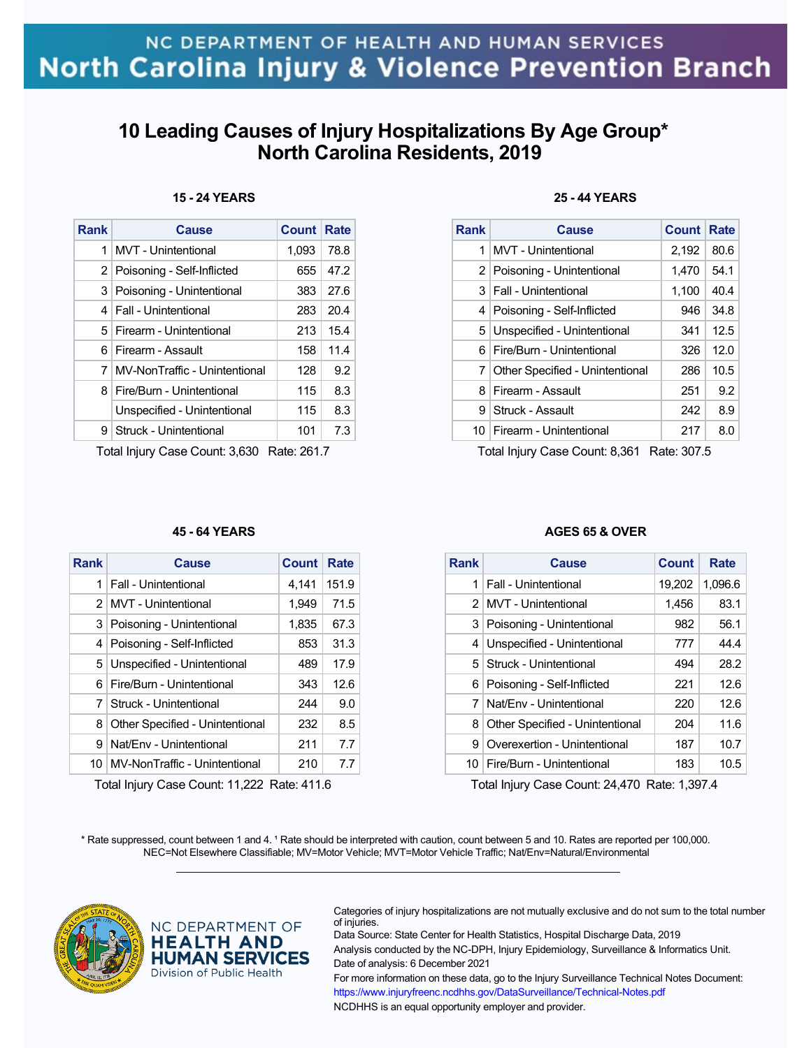NC DEPARTMENT OF HEALTH AND HUMAN SERVICES
North Carolina Injury & Violence Prevention Branch

# 10 Leading Causes of Injury Hospitalizations By Age Group*
# North Carolina Residents, 2019

### 15 - 24 YEARS

| Rank | Cause | Count | Rate |
|---|---|---|---|
| 1 | MVT - Unintentional | 1,093 | 78.8 |
| 2 | Poisoning - Self-Inflicted | 655 | 47.2 |
| 3 | Poisoning - Unintentional | 383 | 27.6 |
| 4 | Fall - Unintentional | 283 | 20.4 |
| 5 | Firearm - Unintentional | 213 | 15.4 |
| 6 | Firearm - Assault | 158 | 11.4 |
| 7 | MV-NonTraffic - Unintentional | 128 | 9.2 |
| 8 | Fire/Burn - Unintentional | 115 | 8.3 |
| | Unspecified - Unintentional | 115 | 8.3 |
| 9 | Struck - Unintentional | 101 | 7.3 |

Total Injury Case Count: 3,630 Rate: 261.7

### 25 - 44 YEARS

| Rank | Cause | Count | Rate |
|---|---|---|---|
| 1 | MVT - Unintentional | 2,192 | 80.6 |
| 2 | Poisoning - Unintentional | 1,470 | 54.1 |
| 3 | Fall - Unintentional | 1,100 | 40.4 |
| 4 | Poisoning - Self-Inflicted | 946 | 34.8 |
| 5 | Unspecified - Unintentional | 341 | 12.5 |
| 6 | Fire/Burn - Unintentional | 326 | 12.0 |
| 7 | Other Specified - Unintentional | 286 | 10.5 |
| 8 | Firearm - Assault | 251 | 9.2 |
| 9 | Struck - Assault | 242 | 8.9 |
| 10 | Firearm - Unintentional | 217 | 8.0 |

Total Injury Case Count: 8,361 Rate: 307.5

### 45 - 64 YEARS

| Rank | Cause | Count | Rate |
|---|---|---|---|
| 1 | Fall - Unintentional | 4,141 | 151.9 |
| 2 | MVT - Unintentional | 1,949 | 71.5 |
| 3 | Poisoning - Unintentional | 1,835 | 67.3 |
| 4 | Poisoning - Self-Inflicted | 853 | 31.3 |
| 5 | Unspecified - Unintentional | 489 | 17.9 |
| 6 | Fire/Burn - Unintentional | 343 | 12.6 |
| 7 | Struck - Unintentional | 244 | 9.0 |
| 8 | Other Specified - Unintentional | 232 | 8.5 |
| 9 | Nat/Env - Unintentional | 211 | 7.7 |
| 10 | MV-NonTraffic - Unintentional | 210 | 7.7 |

Total Injury Case Count: 11,222 Rate: 411.6

### AGES 65 & OVER

| Rank | Cause | Count | Rate |
|---|---|---|---|
| 1 | Fall - Unintentional | 19,202 | 1,096.6 |
| 2 | MVT - Unintentional | 1,456 | 83.1 |
| 3 | Poisoning - Unintentional | 982 | 56.1 |
| 4 | Unspecified - Unintentional | 777 | 44.4 |
| 5 | Struck - Unintentional | 494 | 28.2 |
| 6 | Poisoning - Self-Inflicted | 221 | 12.6 |
| 7 | Nat/Env - Unintentional | 220 | 12.6 |
| 8 | Other Specified - Unintentional | 204 | 11.6 |
| 9 | Overexertion - Unintentional | 187 | 10.7 |
| 10 | Fire/Burn - Unintentional | 183 | 10.5 |

Total Injury Case Count: 24,470 Rate: 1,397.4

\* Rate suppressed, count between 1 and 4. [1] Rate should be interpreted with caution, count between 5 and 10. Rates are reported per 100,000.
NEC=Not Elsewhere Classifiable; MV=Motor Vehicle; MVT=Motor Vehicle Traffic; Nat/Env=Natural/Environmental

NC DEPARTMENT OF HEALTH AND HUMAN SERVICES
Division of Public Health

Categories of injury hospitalizations are not mutually exclusive and do not sum to the total number of injuries.
Data Source: State Center for Health Statistics, Hospital Discharge Data, 2019
Analysis conducted by the NC-DPH, Injury Epidemiology, Surveillance & Informatics Unit.
Date of analysis: 6 December 2021
For more information on these data, go to the Injury Surveillance Technical Notes Document:
https://www.injuryfreenc.ncdhhs.gov/DataSurveillance/Technical-Notes.pdf
NCDHHS is an equal opportunity employer and provider.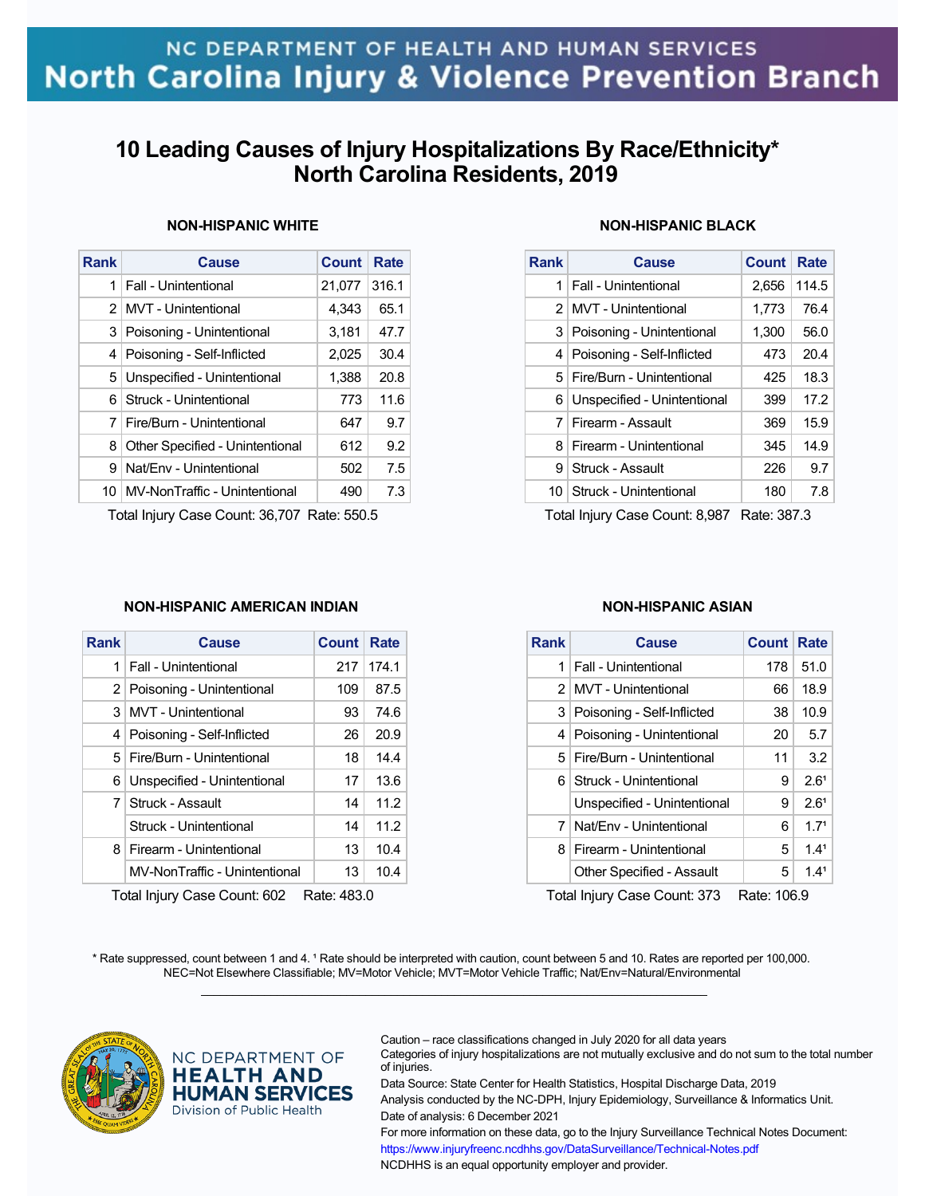NC DEPARTMENT OF HEALTH AND HUMAN SERVICES
North Carolina Injury & Violence Prevention Branch

# 10 Leading Causes of Injury Hospitalizations By Race/Ethnicity* North Carolina Residents, 2019

### NON-HISPANIC WHITE

| Rank | Cause | Count | Rate |
|---|---|---|---|
| 1 | Fall - Unintentional | 21,077 | 316.1 |
| 2 | MVT - Unintentional | 4,343 | 65.1 |
| 3 | Poisoning - Unintentional | 3,181 | 47.7 |
| 4 | Poisoning - Self-Inflicted | 2,025 | 30.4 |
| 5 | Unspecified - Unintentional | 1,388 | 20.8 |
| 6 | Struck - Unintentional | 773 | 11.6 |
| 7 | Fire/Burn - Unintentional | 647 | 9.7 |
| 8 | Other Specified - Unintentional | 612 | 9.2 |
| 9 | Nat/Env - Unintentional | 502 | 7.5 |
| 10 | MV-NonTraffic - Unintentional | 490 | 7.3 |

Total Injury Case Count: 36,707 Rate: 550.5

### NON-HISPANIC BLACK

| Rank | Cause | Count | Rate |
|---|---|---|---|
| 1 | Fall - Unintentional | 2,656 | 114.5 |
| 2 | MVT - Unintentional | 1,773 | 76.4 |
| 3 | Poisoning - Unintentional | 1,300 | 56.0 |
| 4 | Poisoning - Self-Inflicted | 473 | 20.4 |
| 5 | Fire/Burn - Unintentional | 425 | 18.3 |
| 6 | Unspecified - Unintentional | 399 | 17.2 |
| 7 | Firearm - Assault | 369 | 15.9 |
| 8 | Firearm - Unintentional | 345 | 14.9 |
| 9 | Struck - Assault | 226 | 9.7 |
| 10 | Struck - Unintentional | 180 | 7.8 |

Total Injury Case Count: 8,987 Rate: 387.3

### NON-HISPANIC AMERICAN INDIAN

| Rank | Cause | Count | Rate |
|---|---|---|---|
| 1 | Fall - Unintentional | 217 | 174.1 |
| 2 | Poisoning - Unintentional | 109 | 87.5 |
| 3 | MVT - Unintentional | 93 | 74.6 |
| 4 | Poisoning - Self-Inflicted | 26 | 20.9 |
| 5 | Fire/Burn - Unintentional | 18 | 14.4 |
| 6 | Unspecified - Unintentional | 17 | 13.6 |
| 7 | Struck - Assault | 14 | 11.2 |
|  | Struck - Unintentional | 14 | 11.2 |
| 8 | Firearm - Unintentional | 13 | 10.4 |
|  | MV-NonTraffic - Unintentional | 13 | 10.4 |

Total Injury Case Count: 602 Rate: 483.0

### NON-HISPANIC ASIAN

| Rank | Cause | Count | Rate |
|---|---|---|---|
| 1 | Fall - Unintentional | 178 | 51.0 |
| 2 | MVT - Unintentional | 66 | 18.9 |
| 3 | Poisoning - Self-Inflicted | 38 | 10.9 |
| 4 | Poisoning - Unintentional | 20 | 5.7 |
| 5 | Fire/Burn - Unintentional | 11 | 3.2 |
| 6 | Struck - Unintentional | 9 | 2.6[1] |
|  | Unspecified - Unintentional | 9 | 2.6[1] |
| 7 | Nat/Env - Unintentional | 6 | 1.7[1] |
| 8 | Firearm - Unintentional | 5 | 1.4[1] |
|  | Other Specified - Assault | 5 | 1.4[1] |

Total Injury Case Count: 373 Rate: 106.9

\* Rate suppressed, count between 1 and 4. [1] Rate should be interpreted with caution, count between 5 and 10. Rates are reported per 100,000.
NEC=Not Elsewhere Classifiable; MV=Motor Vehicle; MVT=Motor Vehicle Traffic; Nat/Env=Natural/Environmental

NC DEPARTMENT OF HEALTH AND HUMAN SERVICES
Division of Public Health

Caution – race classifications changed in July 2020 for all data years
Categories of injury hospitalizations are not mutually exclusive and do not sum to the total number of injuries.
Data Source: State Center for Health Statistics, Hospital Discharge Data, 2019
Analysis conducted by the NC-DPH, Injury Epidemiology, Surveillance & Informatics Unit.
Date of analysis: 6 December 2021
For more information on these data, go to the Injury Surveillance Technical Notes Document:
https://www.injuryfreenc.ncdhhs.gov/DataSurveillance/Technical-Notes.pdf
NCDHHS is an equal opportunity employer and provider.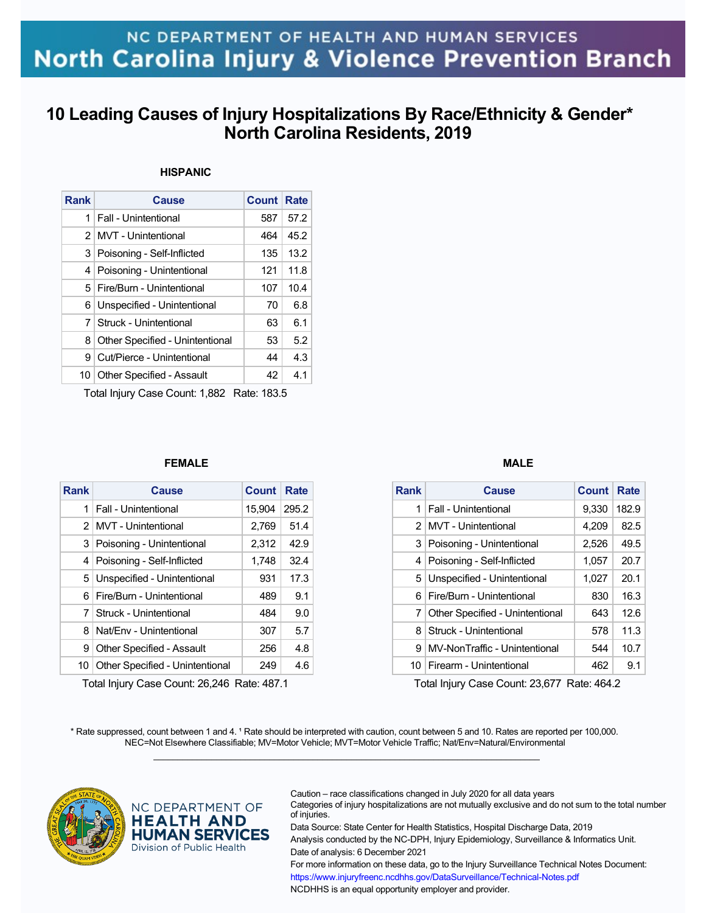NC DEPARTMENT OF HEALTH AND HUMAN SERVICES
North Carolina Injury & Violence Prevention Branch

# 10 Leading Causes of Injury Hospitalizations By Race/Ethnicity & Gender* North Carolina Residents, 2019

### HISPANIC

| Rank | Cause | Count | Rate |
|---|---|---|---|
| 1 | Fall - Unintentional | 587 | 57.2 |
| 2 | MVT - Unintentional | 464 | 45.2 |
| 3 | Poisoning - Self-Inflicted | 135 | 13.2 |
| 4 | Poisoning - Unintentional | 121 | 11.8 |
| 5 | Fire/Burn - Unintentional | 107 | 10.4 |
| 6 | Unspecified - Unintentional | 70 | 6.8 |
| 7 | Struck - Unintentional | 63 | 6.1 |
| 8 | Other Specified - Unintentional | 53 | 5.2 |
| 9 | Cut/Pierce - Unintentional | 44 | 4.3 |
| 10 | Other Specified - Assault | 42 | 4.1 |

Total Injury Case Count: 1,882 Rate: 183.5

### FEMALE

| Rank | Cause | Count | Rate |
|---|---|---|---|
| 1 | Fall - Unintentional | 15,904 | 295.2 |
| 2 | MVT - Unintentional | 2,769 | 51.4 |
| 3 | Poisoning - Unintentional | 2,312 | 42.9 |
| 4 | Poisoning - Self-Inflicted | 1,748 | 32.4 |
| 5 | Unspecified - Unintentional | 931 | 17.3 |
| 6 | Fire/Burn - Unintentional | 489 | 9.1 |
| 7 | Struck - Unintentional | 484 | 9.0 |
| 8 | Nat/Env - Unintentional | 307 | 5.7 |
| 9 | Other Specified - Assault | 256 | 4.8 |
| 10 | Other Specified - Unintentional | 249 | 4.6 |

Total Injury Case Count: 26,246 Rate: 487.1

### MALE

| Rank | Cause | Count | Rate |
|---|---|---|---|
| 1 | Fall - Unintentional | 9,330 | 182.9 |
| 2 | MVT - Unintentional | 4,209 | 82.5 |
| 3 | Poisoning - Unintentional | 2,526 | 49.5 |
| 4 | Poisoning - Self-Inflicted | 1,057 | 20.7 |
| 5 | Unspecified - Unintentional | 1,027 | 20.1 |
| 6 | Fire/Burn - Unintentional | 830 | 16.3 |
| 7 | Other Specified - Unintentional | 643 | 12.6 |
| 8 | Struck - Unintentional | 578 | 11.3 |
| 9 | MV-NonTraffic - Unintentional | 544 | 10.7 |
| 10 | Firearm - Unintentional | 462 | 9.1 |

Total Injury Case Count: 23,677 Rate: 464.2

* Rate suppressed, count between 1 and 4. ¹ Rate should be interpreted with caution, count between 5 and 10. Rates are reported per 100,000.
NEC=Not Elsewhere Classifiable; MV=Motor Vehicle; MVT=Motor Vehicle Traffic; Nat/Env=Natural/Environmental

NC DEPARTMENT OF HEALTH AND HUMAN SERVICES
Division of Public Health

Caution – race classifications changed in July 2020 for all data years
Categories of injury hospitalizations are not mutually exclusive and do not sum to the total number of injuries.
Data Source: State Center for Health Statistics, Hospital Discharge Data, 2019
Analysis conducted by the NC-DPH, Injury Epidemiology, Surveillance & Informatics Unit.
Date of analysis: 6 December 2021
For more information on these data, go to the Injury Surveillance Technical Notes Document:
https://www.injuryfreenc.ncdhhs.gov/DataSurveillance/Technical-Notes.pdf
NCDHHS is an equal opportunity employer and provider.